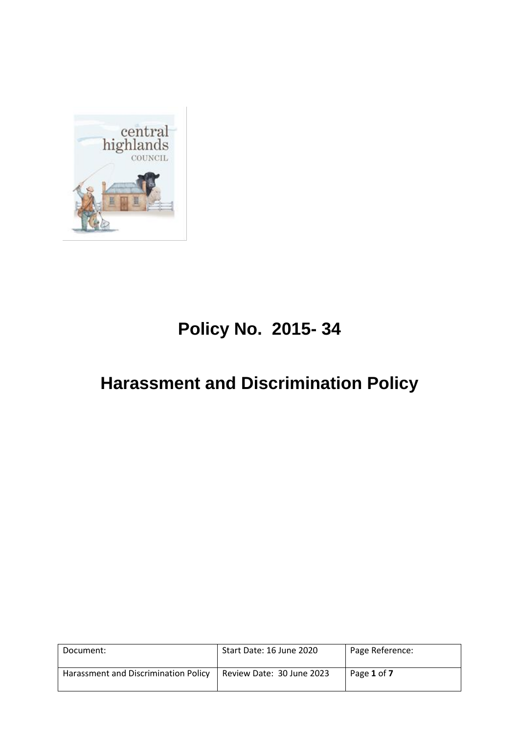# Policy No. 2015- 34

# Harassment and Discrimination Policy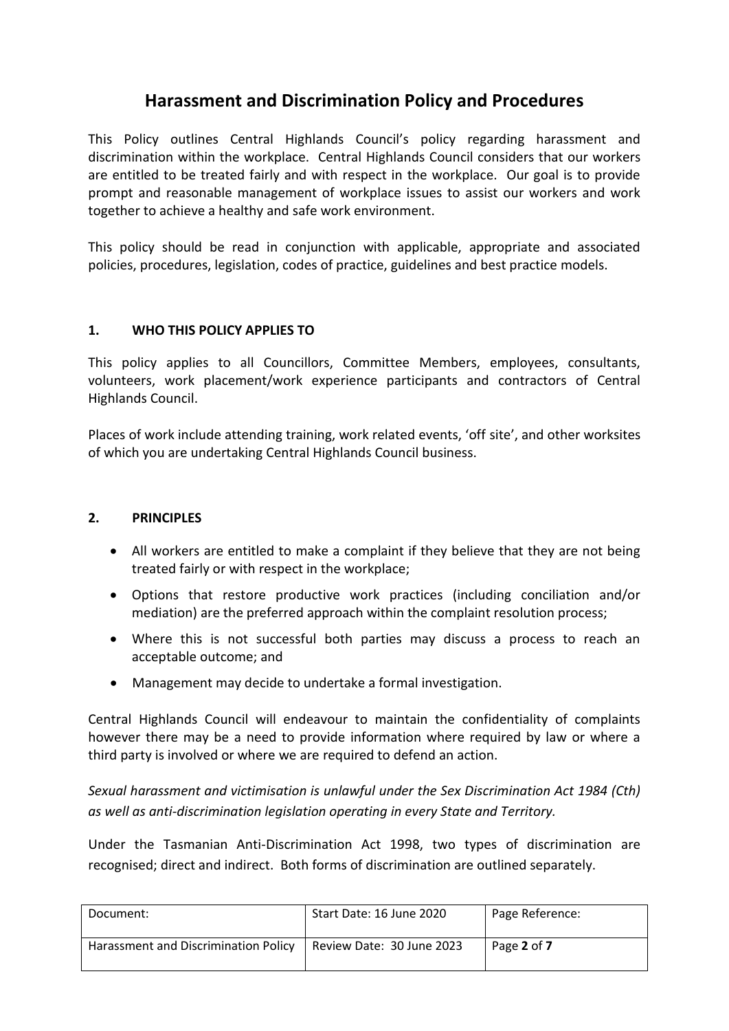# Harassment and Discrimination Policy and Procedures

This Policy outlines Central Highlands Council's policy regarding harassment and discrimination within the workplace. Central Highlands Council considers that our workers are entitled to be treated fairly and with respect in the workplace. Our goal is to provide prompt and reasonable management of workplace issues to assist our workers and work together to achieve a healthy and safe work environment.

This policy should be read in conjunction with applicable, appropriate and associated policies, procedures, legislation, codes of practice, guidelines and best practice models.

## 1. WHO THIS POLICY APPLIES TO

This policy applies to all Councillors, Committee Members, employees, consultants, volunteers, work placement/work experience participants and contractors of Central Highlands Council.

Places of work include attending training, work related events, 'off site', and other worksites of which you are undertaking Central Highlands Council business.

## 2. PRINCIPLES

- All workers are entitled to make a complaint if they believe that they are not being treated fairly or with respect in the workplace;
- Options that restore productive work practices (including conciliation and/or mediation) are the preferred approach within the complaint resolution process;
- Where this is not successful both parties may discuss a process to reach an acceptable outcome; and
- Management may decide to undertake a formal investigation.

Central Highlands Council will endeavour to maintain the confidentiality of complaints however there may be a need to provide information where required by law or where a third party is involved or where we are required to defend an action.

*Sexual harassment and victimisation is unlawful under the Sex Discrimination Act 1984 (Cth) as well as anti-discrimination legislation operating in every State and Territory.*

Under the Tasmanian Anti-Discrimination Act 1998, two types of discrimination are recognised; direct and indirect. Both forms of discrimination are outlined separately.

| Document: | Start Date: 16 June 2020 | Page Reference: |
|---|---|---|
| Harassment and Discrimination Policy | Review Date: 30 June 2023 | |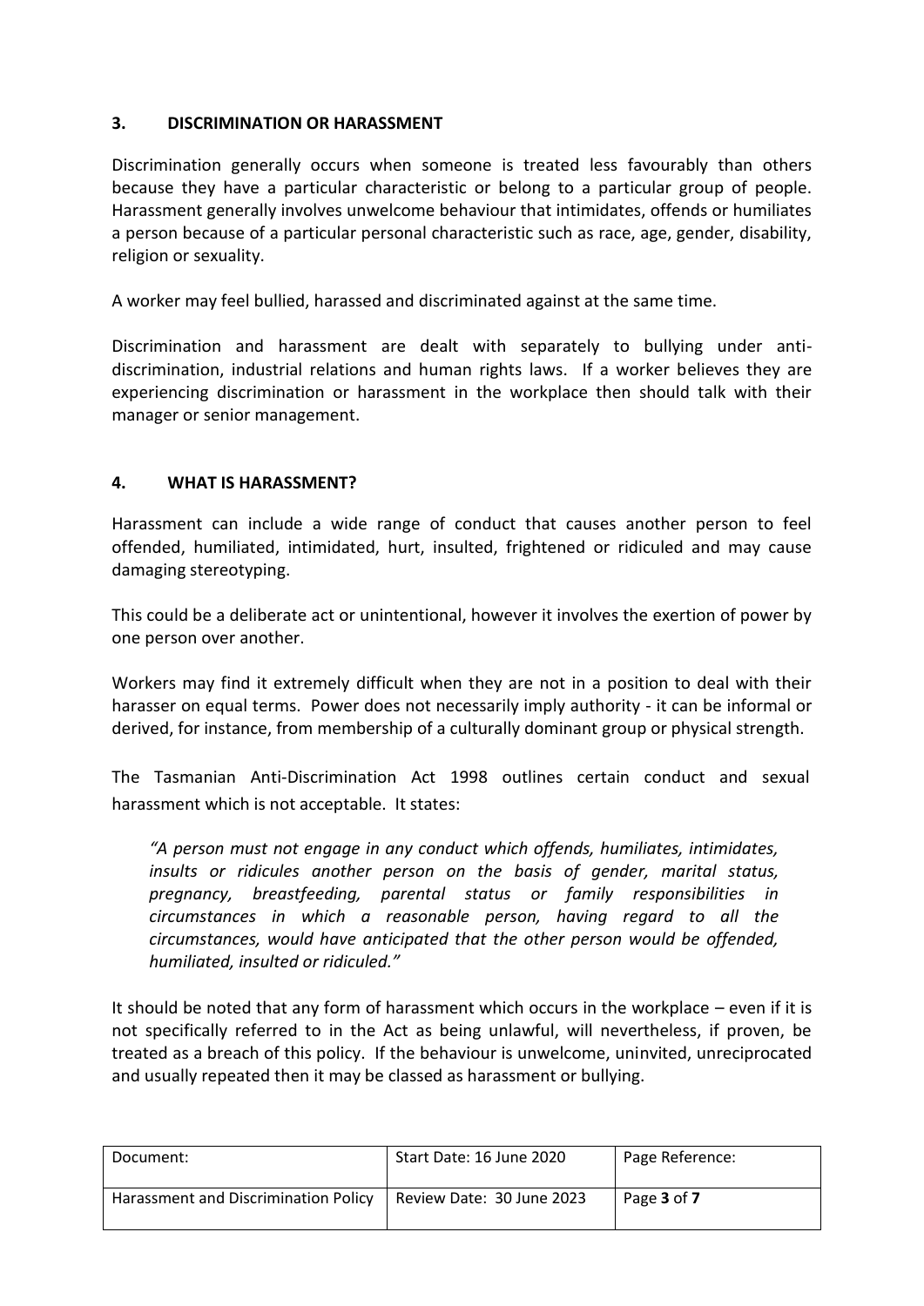## 3. DISCRIMINATION OR HARASSMENT

Discrimination generally occurs when someone is treated less favourably than others because they have a particular characteristic or belong to a particular group of people. Harassment generally involves unwelcome behaviour that intimidates, offends or humiliates a person because of a particular personal characteristic such as race, age, gender, disability, religion or sexuality.

A worker may feel bullied, harassed and discriminated against at the same time.

Discrimination and harassment are dealt with separately to bullying under anti-discrimination, industrial relations and human rights laws. If a worker believes they are experiencing discrimination or harassment in the workplace then should talk with their manager or senior management.

## 4. WHAT IS HARASSMENT?

Harassment can include a wide range of conduct that causes another person to feel offended, humiliated, intimidated, hurt, insulted, frightened or ridiculed and may cause damaging stereotyping.

This could be a deliberate act or unintentional, however it involves the exertion of power by one person over another.

Workers may find it extremely difficult when they are not in a position to deal with their harasser on equal terms. Power does not necessarily imply authority - it can be informal or derived, for instance, from membership of a culturally dominant group or physical strength.

The Tasmanian Anti-Discrimination Act 1998 outlines certain conduct and sexual harassment which is not acceptable. It states:

> *"A person must not engage in any conduct which offends, humiliates, intimidates, insults or ridicules another person on the basis of gender, marital status, pregnancy, breastfeeding, parental status or family responsibilities in circumstances in which a reasonable person, having regard to all the circumstances, would have anticipated that the other person would be offended, humiliated, insulted or ridiculed."*

It should be noted that any form of harassment which occurs in the workplace – even if it is not specifically referred to in the Act as being unlawful, will nevertheless, if proven, be treated as a breach of this policy. If the behaviour is unwelcome, uninvited, unreciprocated and usually repeated then it may be classed as harassment or bullying.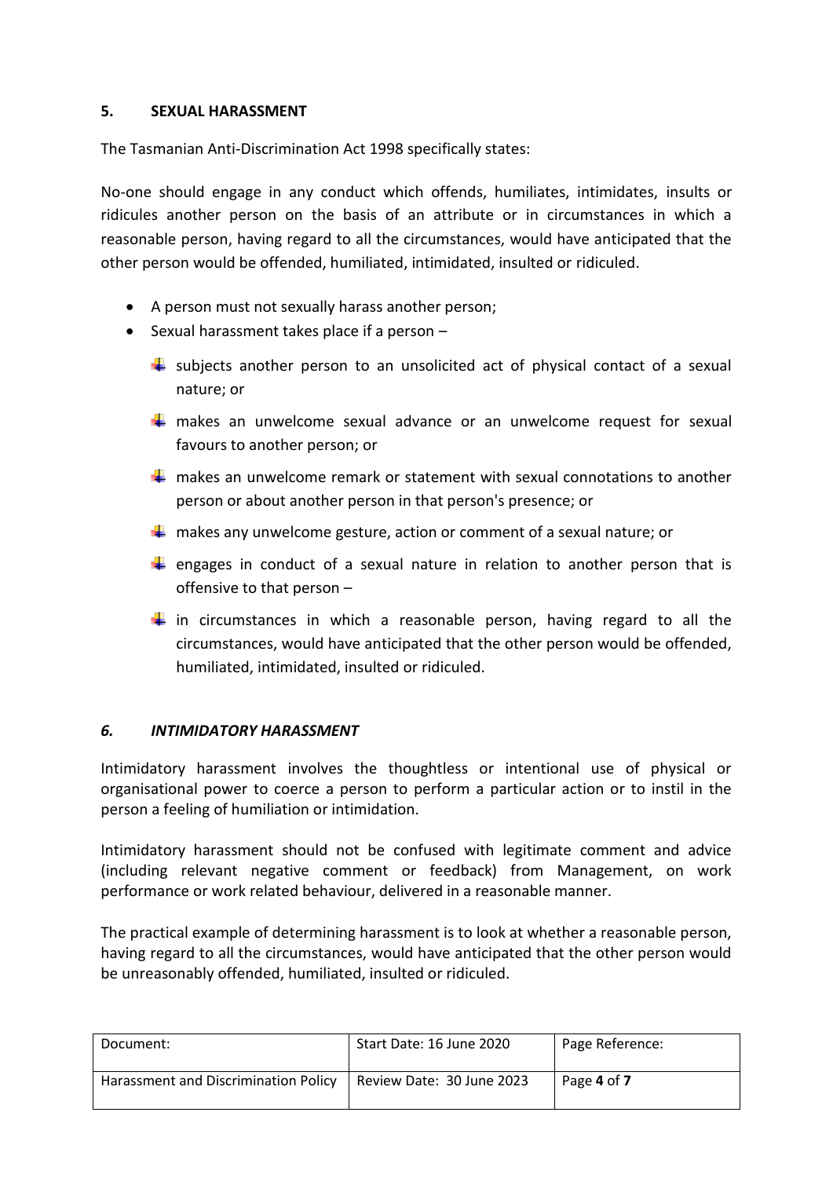## 5. SEXUAL HARASSMENT

The Tasmanian Anti-Discrimination Act 1998 specifically states:

No-one should engage in any conduct which offends, humiliates, intimidates, insults or ridicules another person on the basis of an attribute or in circumstances in which a reasonable person, having regard to all the circumstances, would have anticipated that the other person would be offended, humiliated, intimidated, insulted or ridiculed.

- A person must not sexually harass another person;
- Sexual harassment takes place if a person –
  - subjects another person to an unsolicited act of physical contact of a sexual nature; or
  - makes an unwelcome sexual advance or an unwelcome request for sexual favours to another person; or
  - makes an unwelcome remark or statement with sexual connotations to another person or about another person in that person's presence; or
  - makes any unwelcome gesture, action or comment of a sexual nature; or
  - engages in conduct of a sexual nature in relation to another person that is offensive to that person –
  - in circumstances in which a reasonable person, having regard to all the circumstances, would have anticipated that the other person would be offended, humiliated, intimidated, insulted or ridiculed.

## *6. INTIMIDATORY HARASSMENT*

Intimidatory harassment involves the thoughtless or intentional use of physical or organisational power to coerce a person to perform a particular action or to instil in the person a feeling of humiliation or intimidation.

Intimidatory harassment should not be confused with legitimate comment and advice (including relevant negative comment or feedback) from Management, on work performance or work related behaviour, delivered in a reasonable manner.

The practical example of determining harassment is to look at whether a reasonable person, having regard to all the circumstances, would have anticipated that the other person would be unreasonably offended, humiliated, insulted or ridiculed.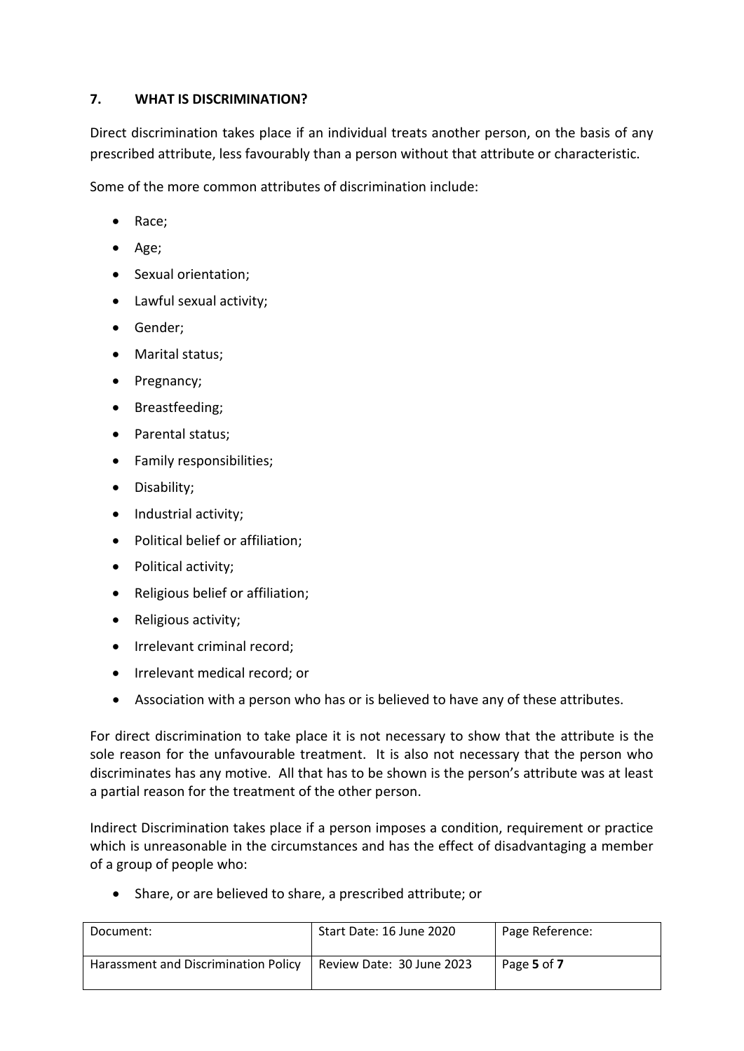## 7. WHAT IS DISCRIMINATION?

Direct discrimination takes place if an individual treats another person, on the basis of any prescribed attribute, less favourably than a person without that attribute or characteristic.

Some of the more common attributes of discrimination include:

- Race;
- Age;
- Sexual orientation;
- Lawful sexual activity;
- Gender;
- Marital status;
- Pregnancy;
- Breastfeeding;
- Parental status;
- Family responsibilities;
- Disability;
- Industrial activity;
- Political belief or affiliation;
- Political activity;
- Religious belief or affiliation;
- Religious activity;
- Irrelevant criminal record;
- Irrelevant medical record; or
- Association with a person who has or is believed to have any of these attributes.

For direct discrimination to take place it is not necessary to show that the attribute is the sole reason for the unfavourable treatment. It is also not necessary that the person who discriminates has any motive. All that has to be shown is the person's attribute was at least a partial reason for the treatment of the other person.

Indirect Discrimination takes place if a person imposes a condition, requirement or practice which is unreasonable in the circumstances and has the effect of disadvantaging a member of a group of people who:

- Share, or are believed to share, a prescribed attribute; or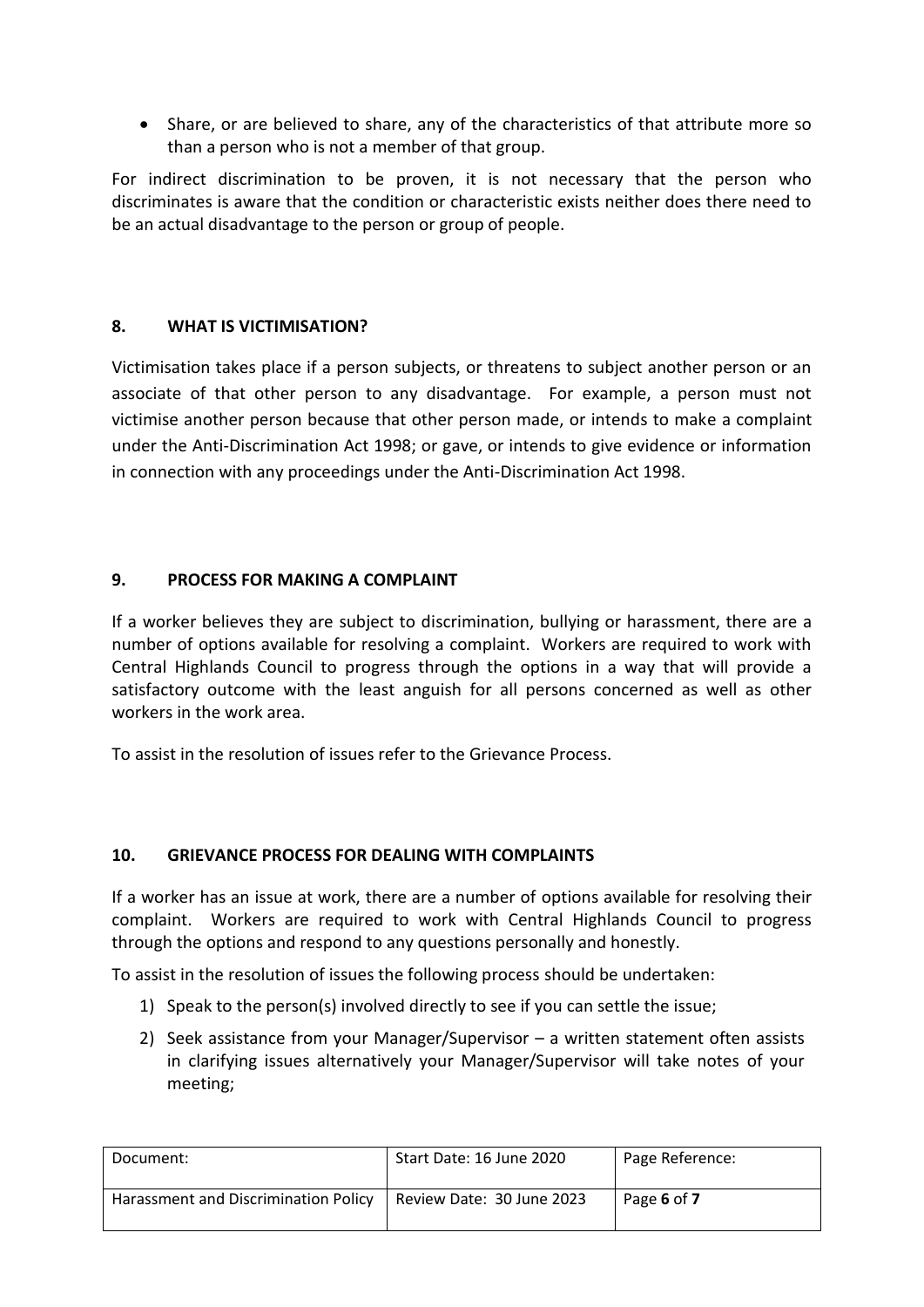- Share, or are believed to share, any of the characteristics of that attribute more so than a person who is not a member of that group.

For indirect discrimination to be proven, it is not necessary that the person who discriminates is aware that the condition or characteristic exists neither does there need to be an actual disadvantage to the person or group of people.

## 8. WHAT IS VICTIMISATION?

Victimisation takes place if a person subjects, or threatens to subject another person or an associate of that other person to any disadvantage. For example, a person must not victimise another person because that other person made, or intends to make a complaint under the Anti-Discrimination Act 1998; or gave, or intends to give evidence or information in connection with any proceedings under the Anti-Discrimination Act 1998.

## 9. PROCESS FOR MAKING A COMPLAINT

If a worker believes they are subject to discrimination, bullying or harassment, there are a number of options available for resolving a complaint. Workers are required to work with Central Highlands Council to progress through the options in a way that will provide a satisfactory outcome with the least anguish for all persons concerned as well as other workers in the work area.

To assist in the resolution of issues refer to the Grievance Process.

## 10. GRIEVANCE PROCESS FOR DEALING WITH COMPLAINTS

If a worker has an issue at work, there are a number of options available for resolving their complaint. Workers are required to work with Central Highlands Council to progress through the options and respond to any questions personally and honestly.

To assist in the resolution of issues the following process should be undertaken:

1) Speak to the person(s) involved directly to see if you can settle the issue;
2) Seek assistance from your Manager/Supervisor – a written statement often assists in clarifying issues alternatively your Manager/Supervisor will take notes of your meeting;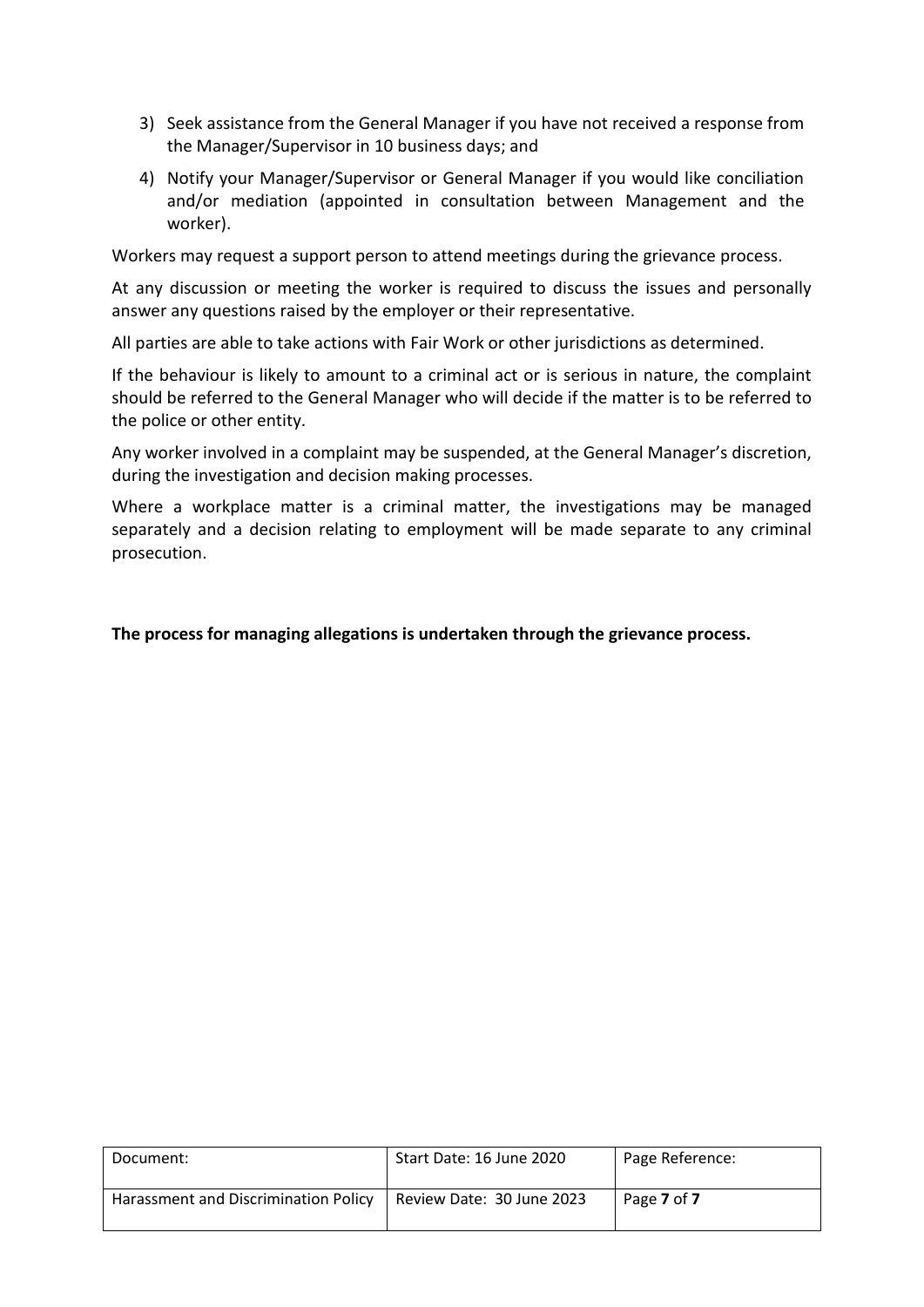3) Seek assistance from the General Manager if you have not received a response from the Manager/Supervisor in 10 business days; and
4) Notify your Manager/Supervisor or General Manager if you would like conciliation and/or mediation (appointed in consultation between Management and the worker).

Workers may request a support person to attend meetings during the grievance process.

At any discussion or meeting the worker is required to discuss the issues and personally answer any questions raised by the employer or their representative.

All parties are able to take actions with Fair Work or other jurisdictions as determined.

If the behaviour is likely to amount to a criminal act or is serious in nature, the complaint should be referred to the General Manager who will decide if the matter is to be referred to the police or other entity.

Any worker involved in a complaint may be suspended, at the General Manager's discretion, during the investigation and decision making processes.

Where a workplace matter is a criminal matter, the investigations may be managed separately and a decision relating to employment will be made separate to any criminal prosecution.

**The process for managing allegations is undertaken through the grievance process.**